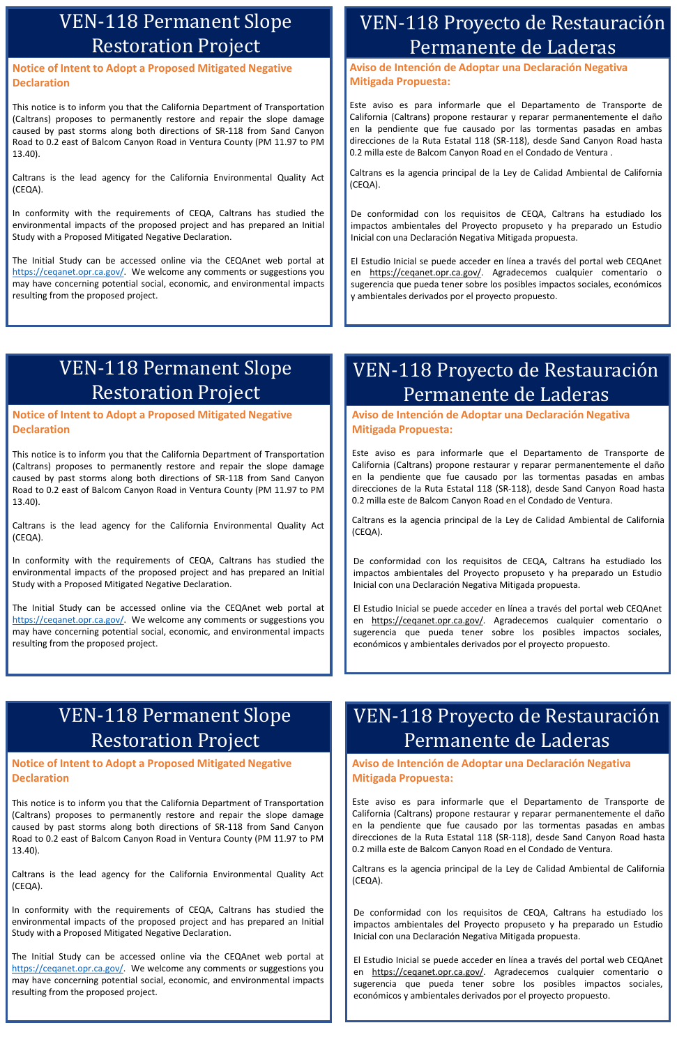# VEN-118 Permanent Slope Restoration Project

**Notice of Intent to Adopt a Proposed Mitigated Negative Declaration**

This notice is to inform you that the California Department of Transportation (Caltrans) proposes to permanently restore and repair the slope damage caused by past storms along both directions of SR-118 from Sand Canyon Road to 0.2 east of Balcom Canyon Road in Ventura County (PM 11.97 to PM 13.40).

Caltrans is the lead agency for the California Environmental Quality Act (CEQA).

In conformity with the requirements of CEQA, Caltrans has studied the environmental impacts of the proposed project and has prepared an Initial Study with a Proposed Mitigated Negative Declaration.

The Initial Study can be accessed online via the CEQAnet web portal at https://ceqanet.opr.ca.gov/. We welcome any comments or suggestions you may have concerning potential social, economic, and environmental impacts resulting from the proposed project.

# VEN-118 Proyecto de Restauración Permanente de Laderas

**Aviso de Intención de Adoptar una Declaración Negativa Mitigada Propuesta:**

Este aviso es para informarle que el Departamento de Transporte de California (Caltrans) propone restaurar y reparar permanentemente el daño en la pendiente que fue causado por las tormentas pasadas en ambas direcciones de la Ruta Estatal 118 (SR-118), desde Sand Canyon Road hasta 0.2 milla este de Balcom Canyon Road en el Condado de Ventura .

Caltrans es la agencia principal de la Ley de Calidad Ambiental de California (CEQA).

De conformidad con los requisitos de CEQA, Caltrans ha estudiado los impactos ambientales del Proyecto propuesto y ha preparado un Estudio Inicial con una Declaración Negativa Mitigada propuesta.

El Estudio Inicial se puede acceder en línea a través del portal web CEQAnet en https://ceqanet.opr.ca.gov/. Agradecemos cualquier comentario o sugerencia que pueda tener sobre los posibles impactos sociales, económicos y ambientales derivados por el proyecto propuesto.

# VEN-118 Permanent Slope Restoration Project

**Notice of Intent to Adopt a Proposed Mitigated Negative Declaration**

This notice is to inform you that the California Department of Transportation (Caltrans) proposes to permanently restore and repair the slope damage caused by past storms along both directions of SR-118 from Sand Canyon Road to 0.2 east of Balcom Canyon Road in Ventura County (PM 11.97 to PM 13.40).

Caltrans is the lead agency for the California Environmental Quality Act (CEQA).

In conformity with the requirements of CEQA, Caltrans has studied the environmental impacts of the proposed project and has prepared an Initial Study with a Proposed Mitigated Negative Declaration.

The Initial Study can be accessed online via the CEQAnet web portal at https://ceqanet.opr.ca.gov/. We welcome any comments or suggestions you may have concerning potential social, economic, and environmental impacts resulting from the proposed project.

# VEN-118 Proyecto de Restauración Permanente de Laderas

**Aviso de Intención de Adoptar una Declaración Negativa Mitigada Propuesta:**

Este aviso es para informarle que el Departamento de Transporte de California (Caltrans) propone restaurar y reparar permanentemente el daño en la pendiente que fue causado por las tormentas pasadas en ambas direcciones de la Ruta Estatal 118 (SR-118), desde Sand Canyon Road hasta 0.2 milla este de Balcom Canyon Road en el Condado de Ventura.

Caltrans es la agencia principal de la Ley de Calidad Ambiental de California (CEQA).

De conformidad con los requisitos de CEQA, Caltrans ha estudiado los impactos ambientales del Proyecto propuesto y ha preparado un Estudio Inicial con una Declaración Negativa Mitigada propuesta.

El Estudio Inicial se puede acceder en línea a través del portal web CEQAnet en https://ceqanet.opr.ca.gov/. Agradecemos cualquier comentario o sugerencia que pueda tener sobre los posibles impactos sociales, económicos y ambientales derivados por el proyecto propuesto.

# VEN-118 Permanent Slope Restoration Project

**Notice of Intent to Adopt a Proposed Mitigated Negative Declaration**

This notice is to inform you that the California Department of Transportation (Caltrans) proposes to permanently restore and repair the slope damage caused by past storms along both directions of SR-118 from Sand Canyon Road to 0.2 east of Balcom Canyon Road in Ventura County (PM 11.97 to PM 13.40).

Caltrans is the lead agency for the California Environmental Quality Act (CEQA).

In conformity with the requirements of CEQA, Caltrans has studied the environmental impacts of the proposed project and has prepared an Initial Study with a Proposed Mitigated Negative Declaration.

The Initial Study can be accessed online via the CEQAnet web portal at https://ceqanet.opr.ca.gov/. We welcome any comments or suggestions you may have concerning potential social, economic, and environmental impacts resulting from the proposed project.

# VEN-118 Proyecto de Restauración Permanente de Laderas

**Aviso de Intención de Adoptar una Declaración Negativa Mitigada Propuesta:**

Este aviso es para informarle que el Departamento de Transporte de California (Caltrans) propone restaurar y reparar permanentemente el daño en la pendiente que fue causado por las tormentas pasadas en ambas direcciones de la Ruta Estatal 118 (SR-118), desde Sand Canyon Road hasta 0.2 milla este de Balcom Canyon Road en el Condado de Ventura.

Caltrans es la agencia principal de la Ley de Calidad Ambiental de California (CEQA).

De conformidad con los requisitos de CEQA, Caltrans ha estudiado los impactos ambientales del Proyecto propuesto y ha preparado un Estudio Inicial con una Declaración Negativa Mitigada propuesta.

El Estudio Inicial se puede acceder en línea a través del portal web CEQAnet en https://ceqanet.opr.ca.gov/. Agradecemos cualquier comentario o sugerencia que pueda tener sobre los posibles impactos sociales, económicos y ambientales derivados por el proyecto propuesto.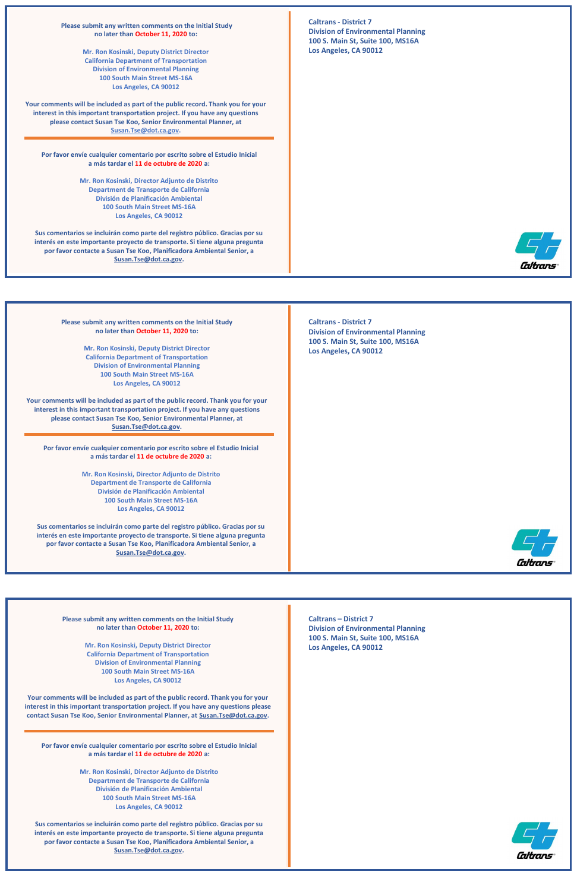Please submit any written comments on the Initial Study
no later than October 11, 2020 to:

Mr. Ron Kosinski, Deputy District Director
California Department of Transportation
Division of Environmental Planning
100 South Main Street MS-16A
Los Angeles, CA 90012

Your comments will be included as part of the public record. Thank you for your interest in this important transportation project. If you have any questions please contact Susan Tse Koo, Senior Environmental Planner, at Susan.Tse@dot.ca.gov.

---

Por favor envíe cualquier comentario por escrito sobre el Estudio Inicial
a más tardar el 11 de octubre de 2020 a:

Mr. Ron Kosinski, Director Adjunto de Distrito
Department de Transporte de California
División de Planificación Ambiental
100 South Main Street MS-16A
Los Angeles, CA 90012

Sus comentarios se incluirán como parte del registro público. Gracias por su interés en este importante proyecto de transporte. Si tiene alguna pregunta por favor contacte a Susan Tse Koo, Planificadora Ambiental Senior, a Susan.Tse@dot.ca.gov.

Caltrans - District 7
Division of Environmental Planning
100 S. Main St, Suite 100, MS16A
Los Angeles, CA 90012

Caltrans

---

Please submit any written comments on the Initial Study
no later than October 11, 2020 to:

Mr. Ron Kosinski, Deputy District Director
California Department of Transportation
Division of Environmental Planning
100 South Main Street MS-16A
Los Angeles, CA 90012

Your comments will be included as part of the public record. Thank you for your interest in this important transportation project. If you have any questions please contact Susan Tse Koo, Senior Environmental Planner, at Susan.Tse@dot.ca.gov.

---

Por favor envíe cualquier comentario por escrito sobre el Estudio Inicial
a más tardar el 11 de octubre de 2020 a:

Mr. Ron Kosinski, Director Adjunto de Distrito
Department de Transporte de California
División de Planificación Ambiental
100 South Main Street MS-16A
Los Angeles, CA 90012

Sus comentarios se incluirán como parte del registro público. Gracias por su interés en este importante proyecto de transporte. Si tiene alguna pregunta por favor contacte a Susan Tse Koo, Planificadora Ambiental Senior, a Susan.Tse@dot.ca.gov.

Caltrans - District 7
Division of Environmental Planning
100 S. Main St, Suite 100, MS16A
Los Angeles, CA 90012

Caltrans

---

Please submit any written comments on the Initial Study
no later than October 11, 2020 to:

Mr. Ron Kosinski, Deputy District Director
California Department of Transportation
Division of Environmental Planning
100 South Main Street MS-16A
Los Angeles, CA 90012

Your comments will be included as part of the public record. Thank you for your interest in this important transportation project. If you have any questions please contact Susan Tse Koo, Senior Environmental Planner, at Susan.Tse@dot.ca.gov.

---

Por favor envíe cualquier comentario por escrito sobre el Estudio Inicial
a más tardar el 11 de octubre de 2020 a:

Mr. Ron Kosinski, Director Adjunto de Distrito
Department de Transporte de California
División de Planificación Ambiental
100 South Main Street MS-16A
Los Angeles, CA 90012

Sus comentarios se incluirán como parte del registro público. Gracias por su interés en este importante proyecto de transporte. Si tiene alguna pregunta por favor contacte a Susan Tse Koo, Planificadora Ambiental Senior, a Susan.Tse@dot.ca.gov.

Caltrans – District 7
Division of Environmental Planning
100 S. Main St, Suite 100, MS16A
Los Angeles, CA 90012

Caltrans